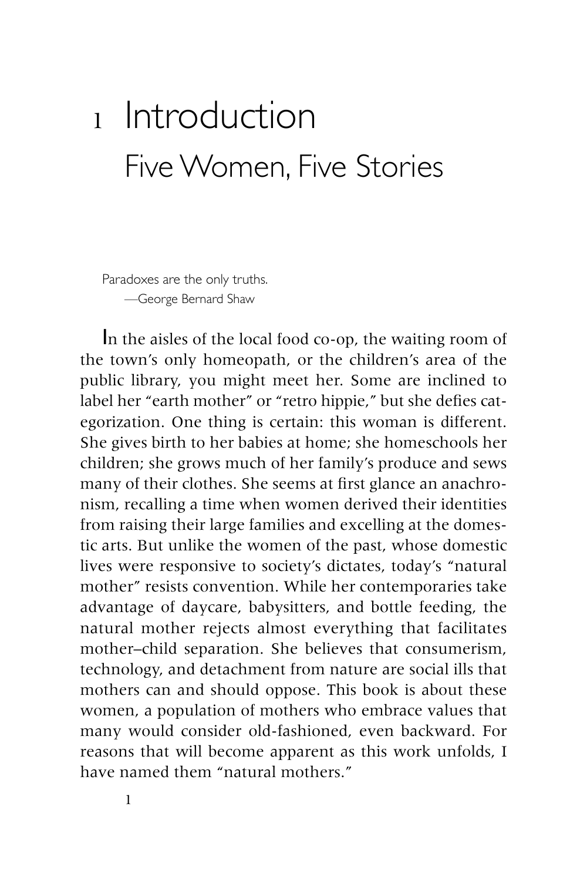# 1 Introduction

## Five Women, Five Stories

Paradoxes are the only truths.
—George Bernard Shaw

In the aisles of the local food co-op, the waiting room of the town's only homeopath, or the children's area of the public library, you might meet her. Some are inclined to label her "earth mother" or "retro hippie," but she defies categorization. One thing is certain: this woman is different. She gives birth to her babies at home; she homeschools her children; she grows much of her family's produce and sews many of their clothes. She seems at first glance an anachronism, recalling a time when women derived their identities from raising their large families and excelling at the domestic arts. But unlike the women of the past, whose domestic lives were responsive to society's dictates, today's "natural mother" resists convention. While her contemporaries take advantage of daycare, babysitters, and bottle feeding, the natural mother rejects almost everything that facilitates mother–child separation. She believes that consumerism, technology, and detachment from nature are social ills that mothers can and should oppose. This book is about these women, a population of mothers who embrace values that many would consider old-fashioned, even backward. For reasons that will become apparent as this work unfolds, I have named them "natural mothers."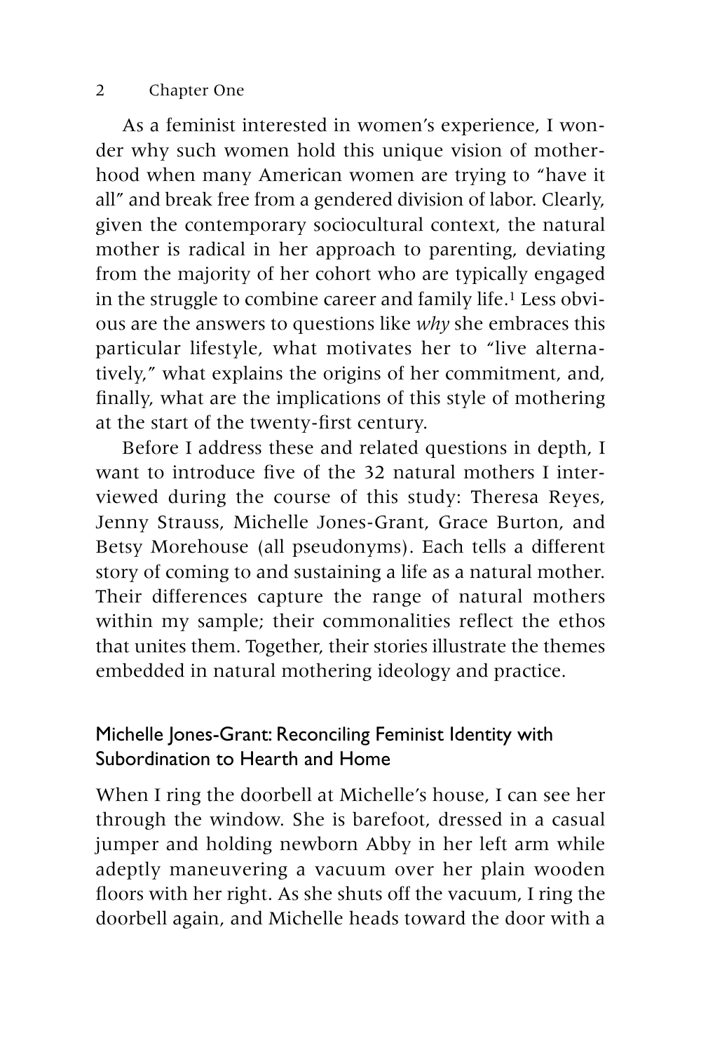As a feminist interested in women's experience, I wonder why such women hold this unique vision of motherhood when many American women are trying to "have it all" and break free from a gendered division of labor. Clearly, given the contemporary sociocultural context, the natural mother is radical in her approach to parenting, deviating from the majority of her cohort who are typically engaged in the struggle to combine career and family life.[1] Less obvious are the answers to questions like *why* she embraces this particular lifestyle, what motivates her to "live alternatively," what explains the origins of her commitment, and, finally, what are the implications of this style of mothering at the start of the twenty-first century.

Before I address these and related questions in depth, I want to introduce five of the 32 natural mothers I interviewed during the course of this study: Theresa Reyes, Jenny Strauss, Michelle Jones-Grant, Grace Burton, and Betsy Morehouse (all pseudonyms). Each tells a different story of coming to and sustaining a life as a natural mother. Their differences capture the range of natural mothers within my sample; their commonalities reflect the ethos that unites them. Together, their stories illustrate the themes embedded in natural mothering ideology and practice.

## Michelle Jones-Grant: Reconciling Feminist Identity with Subordination to Hearth and Home

When I ring the doorbell at Michelle's house, I can see her through the window. She is barefoot, dressed in a casual jumper and holding newborn Abby in her left arm while adeptly maneuvering a vacuum over her plain wooden floors with her right. As she shuts off the vacuum, I ring the doorbell again, and Michelle heads toward the door with a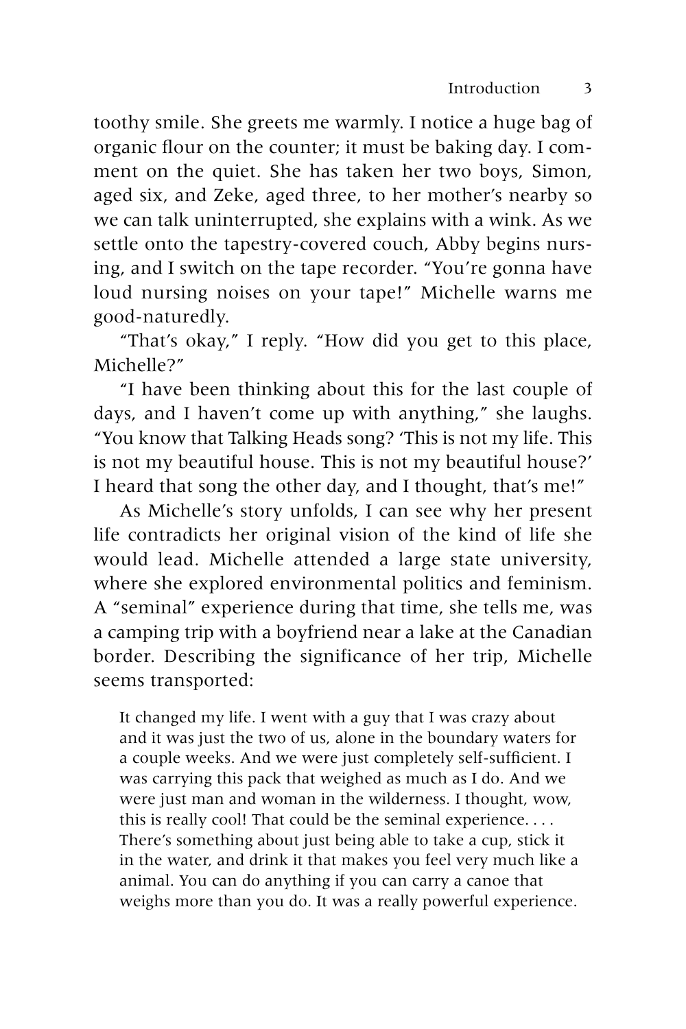toothy smile. She greets me warmly. I notice a huge bag of organic flour on the counter; it must be baking day. I comment on the quiet. She has taken her two boys, Simon, aged six, and Zeke, aged three, to her mother's nearby so we can talk uninterrupted, she explains with a wink. As we settle onto the tapestry-covered couch, Abby begins nursing, and I switch on the tape recorder. "You're gonna have loud nursing noises on your tape!" Michelle warns me good-naturedly.

"That's okay," I reply. "How did you get to this place, Michelle?"

"I have been thinking about this for the last couple of days, and I haven't come up with anything," she laughs. "You know that Talking Heads song? 'This is not my life. This is not my beautiful house. This is not my beautiful house?' I heard that song the other day, and I thought, that's me!"

As Michelle's story unfolds, I can see why her present life contradicts her original vision of the kind of life she would lead. Michelle attended a large state university, where she explored environmental politics and feminism. A "seminal" experience during that time, she tells me, was a camping trip with a boyfriend near a lake at the Canadian border. Describing the significance of her trip, Michelle seems transported:

> It changed my life. I went with a guy that I was crazy about and it was just the two of us, alone in the boundary waters for a couple weeks. And we were just completely self-sufficient. I was carrying this pack that weighed as much as I do. And we were just man and woman in the wilderness. I thought, wow, this is really cool! That could be the seminal experience. . . . There's something about just being able to take a cup, stick it in the water, and drink it that makes you feel very much like a animal. You can do anything if you can carry a canoe that weighs more than you do. It was a really powerful experience.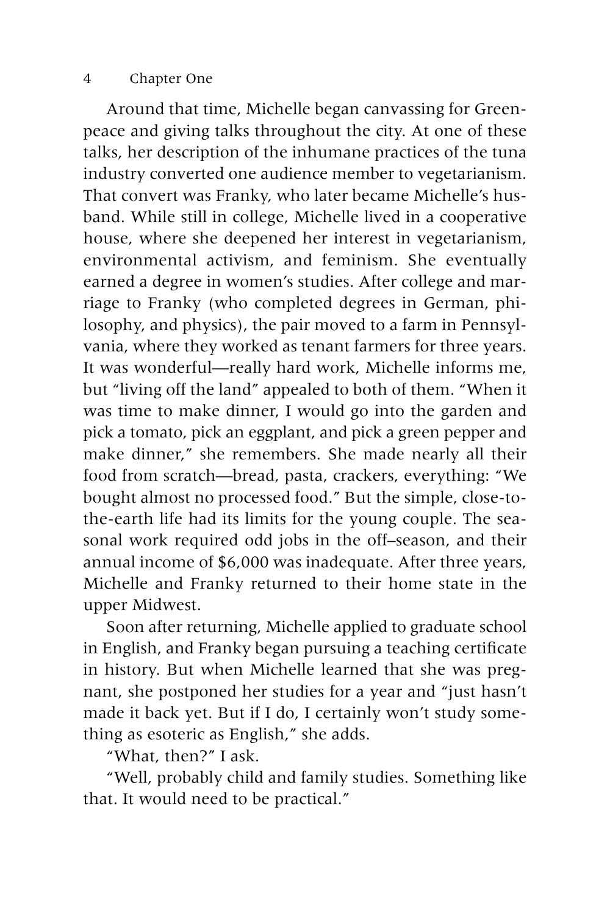Around that time, Michelle began canvassing for Greenpeace and giving talks throughout the city. At one of these talks, her description of the inhumane practices of the tuna industry converted one audience member to vegetarianism. That convert was Franky, who later became Michelle's husband. While still in college, Michelle lived in a cooperative house, where she deepened her interest in vegetarianism, environmental activism, and feminism. She eventually earned a degree in women's studies. After college and marriage to Franky (who completed degrees in German, philosophy, and physics), the pair moved to a farm in Pennsylvania, where they worked as tenant farmers for three years. It was wonderful—really hard work, Michelle informs me, but "living off the land" appealed to both of them. "When it was time to make dinner, I would go into the garden and pick a tomato, pick an eggplant, and pick a green pepper and make dinner," she remembers. She made nearly all their food from scratch—bread, pasta, crackers, everything: "We bought almost no processed food." But the simple, close-to-the-earth life had its limits for the young couple. The seasonal work required odd jobs in the off–season, and their annual income of $6,000 was inadequate. After three years, Michelle and Franky returned to their home state in the upper Midwest.

Soon after returning, Michelle applied to graduate school in English, and Franky began pursuing a teaching certificate in history. But when Michelle learned that she was pregnant, she postponed her studies for a year and "just hasn't made it back yet. But if I do, I certainly won't study something as esoteric as English," she adds.

"What, then?" I ask.

"Well, probably child and family studies. Something like that. It would need to be practical."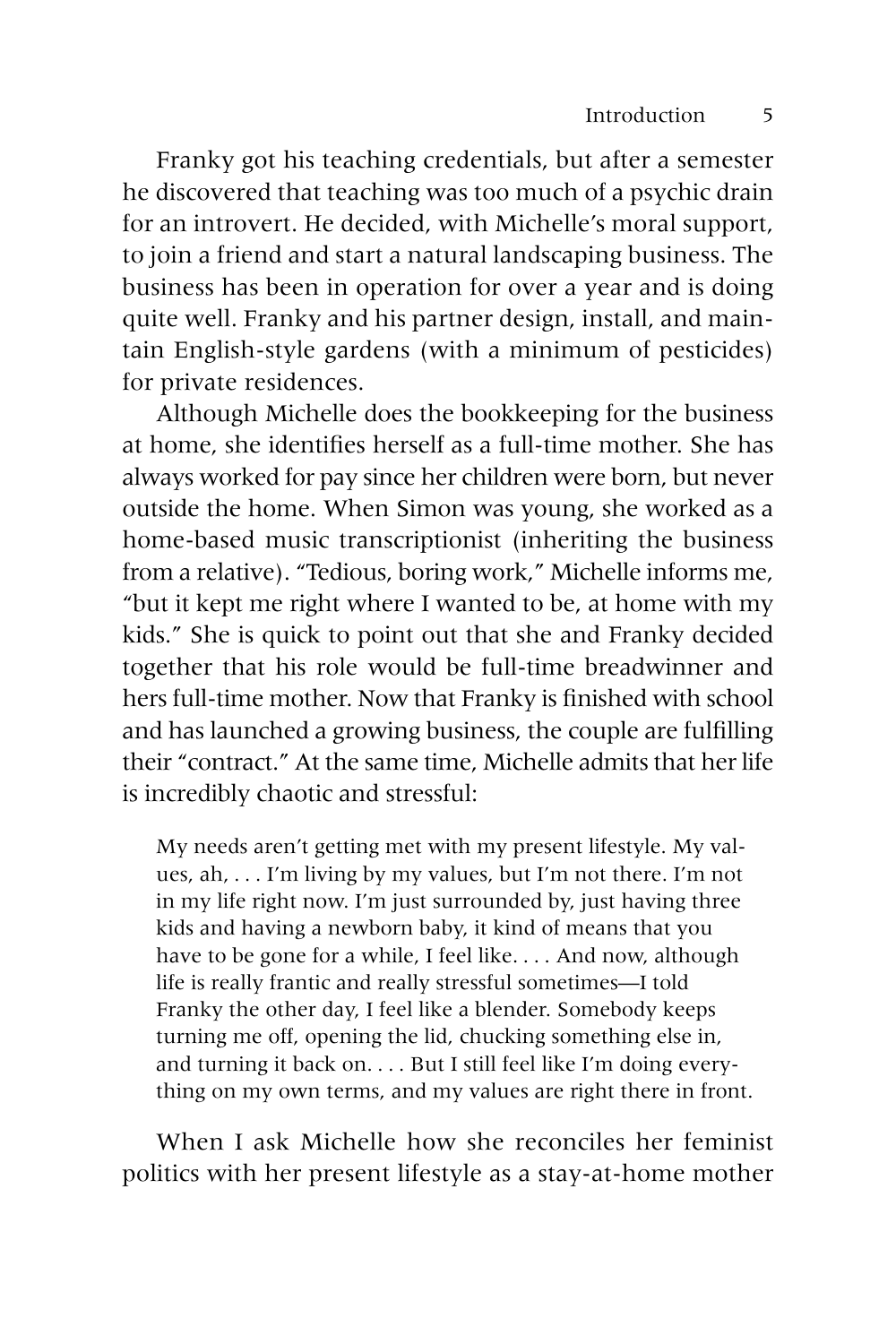Franky got his teaching credentials, but after a semester he discovered that teaching was too much of a psychic drain for an introvert. He decided, with Michelle's moral support, to join a friend and start a natural landscaping business. The business has been in operation for over a year and is doing quite well. Franky and his partner design, install, and maintain English-style gardens (with a minimum of pesticides) for private residences.

Although Michelle does the bookkeeping for the business at home, she identifies herself as a full-time mother. She has always worked for pay since her children were born, but never outside the home. When Simon was young, she worked as a home-based music transcriptionist (inheriting the business from a relative). "Tedious, boring work," Michelle informs me, "but it kept me right where I wanted to be, at home with my kids." She is quick to point out that she and Franky decided together that his role would be full-time breadwinner and hers full-time mother. Now that Franky is finished with school and has launched a growing business, the couple are fulfilling their "contract." At the same time, Michelle admits that her life is incredibly chaotic and stressful:

> My needs aren't getting met with my present lifestyle. My values, ah, . . . I'm living by my values, but I'm not there. I'm not in my life right now. I'm just surrounded by, just having three kids and having a newborn baby, it kind of means that you have to be gone for a while, I feel like. . . . And now, although life is really frantic and really stressful sometimes—I told Franky the other day, I feel like a blender. Somebody keeps turning me off, opening the lid, chucking something else in, and turning it back on. . . . But I still feel like I'm doing everything on my own terms, and my values are right there in front.

When I ask Michelle how she reconciles her feminist politics with her present lifestyle as a stay-at-home mother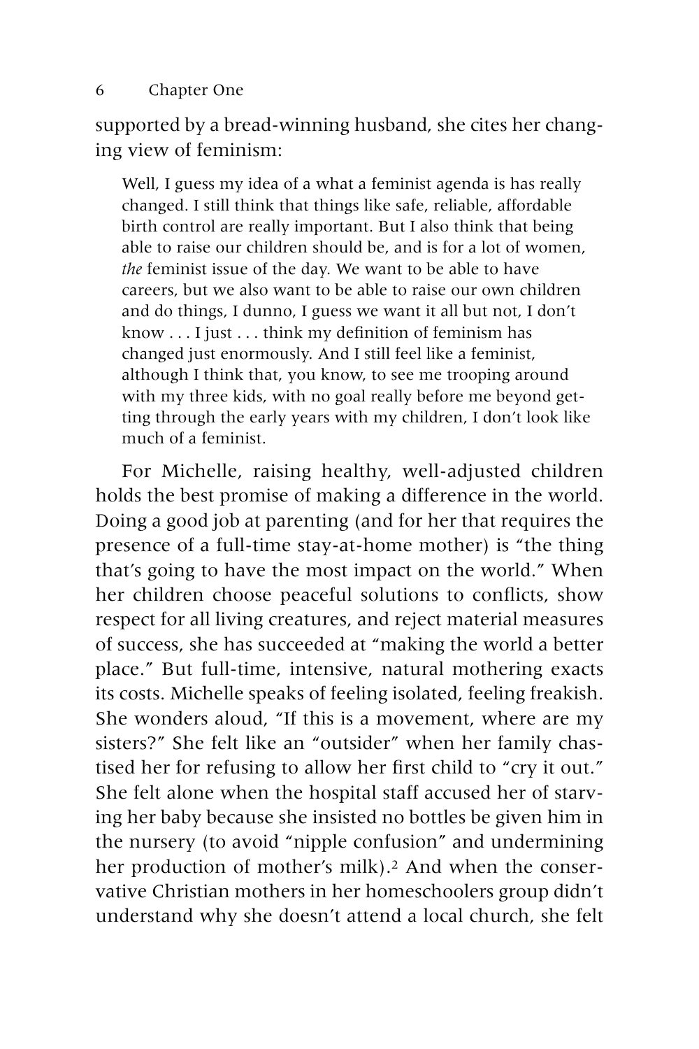supported by a bread-winning husband, she cites her changing view of feminism:

> Well, I guess my idea of a what a feminist agenda is has really changed. I still think that things like safe, reliable, affordable birth control are really important. But I also think that being able to raise our children should be, and is for a lot of women, *the* feminist issue of the day. We want to be able to have careers, but we also want to be able to raise our own children and do things, I dunno, I guess we want it all but not, I don't know . . . I just . . . think my definition of feminism has changed just enormously. And I still feel like a feminist, although I think that, you know, to see me trooping around with my three kids, with no goal really before me beyond getting through the early years with my children, I don't look like much of a feminist.

For Michelle, raising healthy, well-adjusted children holds the best promise of making a difference in the world. Doing a good job at parenting (and for her that requires the presence of a full-time stay-at-home mother) is "the thing that's going to have the most impact on the world." When her children choose peaceful solutions to conflicts, show respect for all living creatures, and reject material measures of success, she has succeeded at "making the world a better place." But full-time, intensive, natural mothering exacts its costs. Michelle speaks of feeling isolated, feeling freakish. She wonders aloud, "If this is a movement, where are my sisters?" She felt like an "outsider" when her family chastised her for refusing to allow her first child to "cry it out." She felt alone when the hospital staff accused her of starving her baby because she insisted no bottles be given him in the nursery (to avoid "nipple confusion" and undermining her production of mother's milk).[2] And when the conservative Christian mothers in her homeschoolers group didn't understand why she doesn't attend a local church, she felt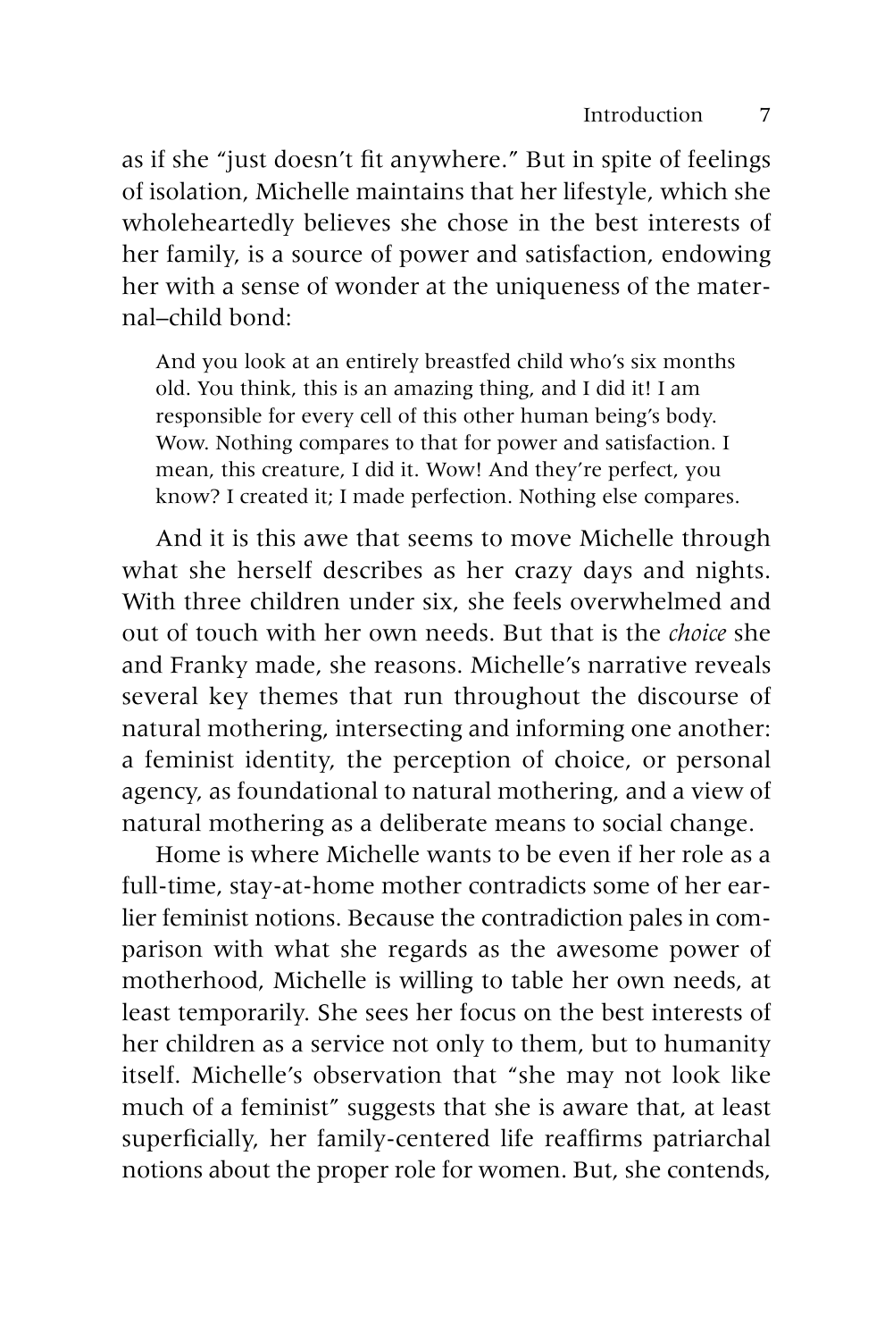as if she "just doesn't fit anywhere." But in spite of feelings of isolation, Michelle maintains that her lifestyle, which she wholeheartedly believes she chose in the best interests of her family, is a source of power and satisfaction, endowing her with a sense of wonder at the uniqueness of the maternal–child bond:

> And you look at an entirely breastfed child who's six months old. You think, this is an amazing thing, and I did it! I am responsible for every cell of this other human being's body. Wow. Nothing compares to that for power and satisfaction. I mean, this creature, I did it. Wow! And they're perfect, you know? I created it; I made perfection. Nothing else compares.

And it is this awe that seems to move Michelle through what she herself describes as her crazy days and nights. With three children under six, she feels overwhelmed and out of touch with her own needs. But that is the *choice* she and Franky made, she reasons. Michelle's narrative reveals several key themes that run throughout the discourse of natural mothering, intersecting and informing one another: a feminist identity, the perception of choice, or personal agency, as foundational to natural mothering, and a view of natural mothering as a deliberate means to social change.

Home is where Michelle wants to be even if her role as a full-time, stay-at-home mother contradicts some of her earlier feminist notions. Because the contradiction pales in comparison with what she regards as the awesome power of motherhood, Michelle is willing to table her own needs, at least temporarily. She sees her focus on the best interests of her children as a service not only to them, but to humanity itself. Michelle's observation that "she may not look like much of a feminist" suggests that she is aware that, at least superficially, her family-centered life reaffirms patriarchal notions about the proper role for women. But, she contends,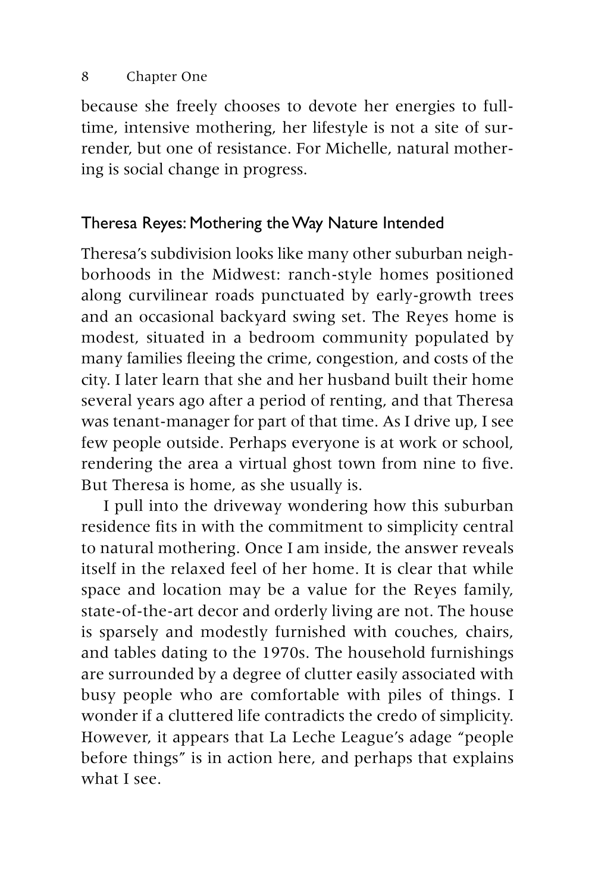because she freely chooses to devote her energies to full-time, intensive mothering, her lifestyle is not a site of surrender, but one of resistance. For Michelle, natural mothering is social change in progress.

## Theresa Reyes: Mothering the Way Nature Intended

Theresa's subdivision looks like many other suburban neighborhoods in the Midwest: ranch-style homes positioned along curvilinear roads punctuated by early-growth trees and an occasional backyard swing set. The Reyes home is modest, situated in a bedroom community populated by many families fleeing the crime, congestion, and costs of the city. I later learn that she and her husband built their home several years ago after a period of renting, and that Theresa was tenant-manager for part of that time. As I drive up, I see few people outside. Perhaps everyone is at work or school, rendering the area a virtual ghost town from nine to five. But Theresa is home, as she usually is.

I pull into the driveway wondering how this suburban residence fits in with the commitment to simplicity central to natural mothering. Once I am inside, the answer reveals itself in the relaxed feel of her home. It is clear that while space and location may be a value for the Reyes family, state-of-the-art decor and orderly living are not. The house is sparsely and modestly furnished with couches, chairs, and tables dating to the 1970s. The household furnishings are surrounded by a degree of clutter easily associated with busy people who are comfortable with piles of things. I wonder if a cluttered life contradicts the credo of simplicity. However, it appears that La Leche League's adage "people before things" is in action here, and perhaps that explains what I see.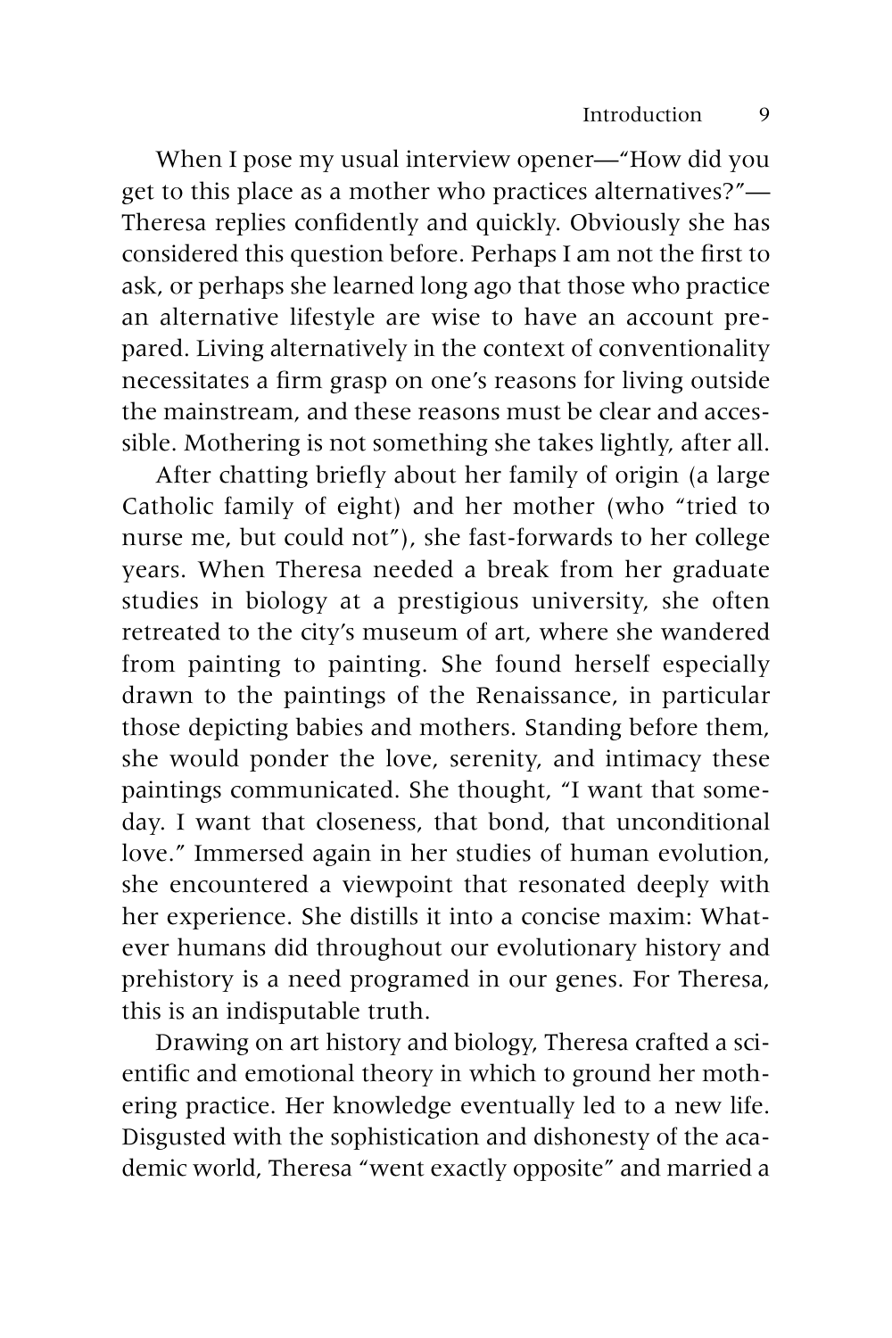When I pose my usual interview opener—"How did you get to this place as a mother who practices alternatives?"—Theresa replies confidently and quickly. Obviously she has considered this question before. Perhaps I am not the first to ask, or perhaps she learned long ago that those who practice an alternative lifestyle are wise to have an account prepared. Living alternatively in the context of conventionality necessitates a firm grasp on one's reasons for living outside the mainstream, and these reasons must be clear and accessible. Mothering is not something she takes lightly, after all.

After chatting briefly about her family of origin (a large Catholic family of eight) and her mother (who "tried to nurse me, but could not"), she fast-forwards to her college years. When Theresa needed a break from her graduate studies in biology at a prestigious university, she often retreated to the city's museum of art, where she wandered from painting to painting. She found herself especially drawn to the paintings of the Renaissance, in particular those depicting babies and mothers. Standing before them, she would ponder the love, serenity, and intimacy these paintings communicated. She thought, "I want that someday. I want that closeness, that bond, that unconditional love." Immersed again in her studies of human evolution, she encountered a viewpoint that resonated deeply with her experience. She distills it into a concise maxim: Whatever humans did throughout our evolutionary history and prehistory is a need programed in our genes. For Theresa, this is an indisputable truth.

Drawing on art history and biology, Theresa crafted a scientific and emotional theory in which to ground her mothering practice. Her knowledge eventually led to a new life. Disgusted with the sophistication and dishonesty of the academic world, Theresa "went exactly opposite" and married a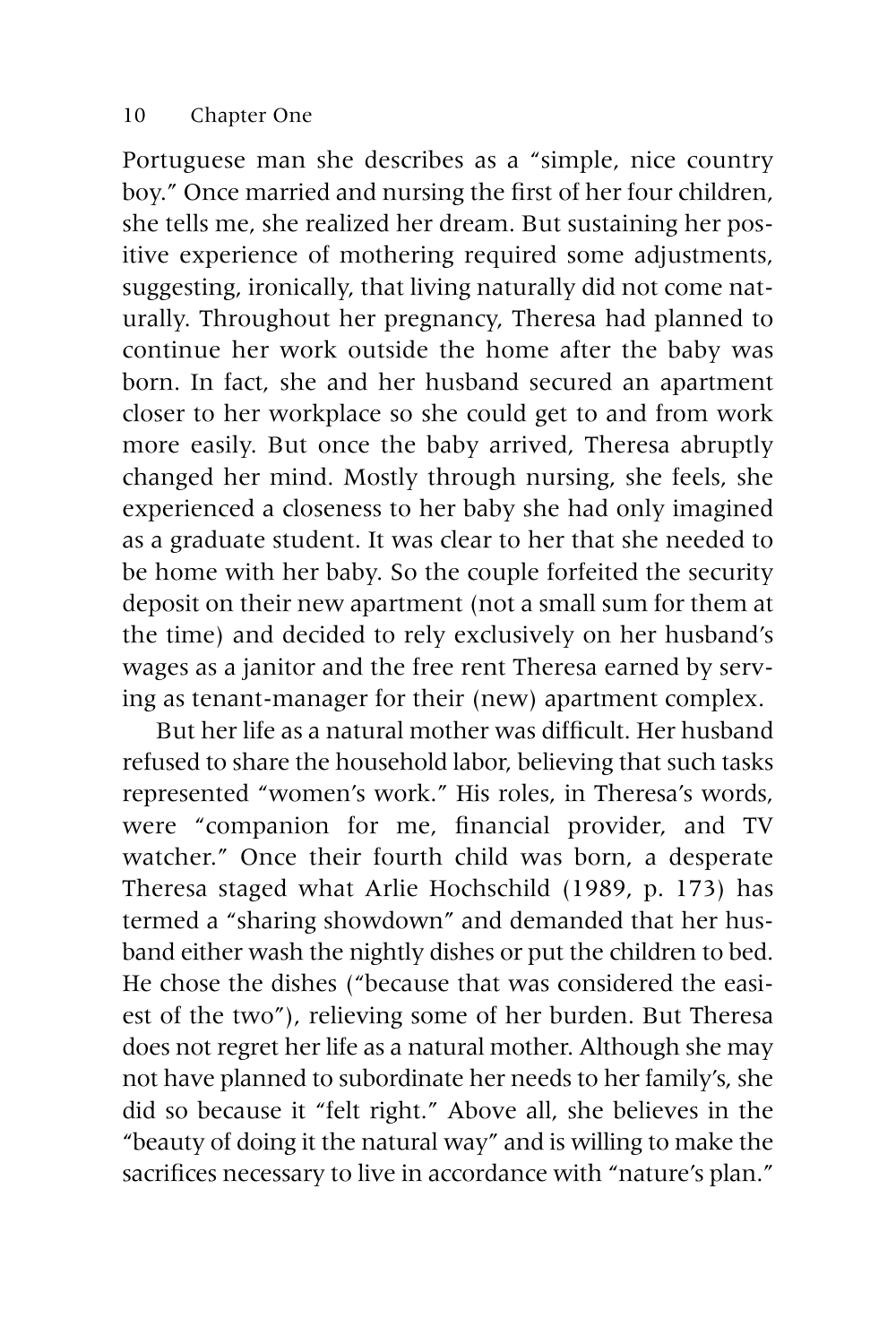Portuguese man she describes as a "simple, nice country boy." Once married and nursing the first of her four children, she tells me, she realized her dream. But sustaining her positive experience of mothering required some adjustments, suggesting, ironically, that living naturally did not come naturally. Throughout her pregnancy, Theresa had planned to continue her work outside the home after the baby was born. In fact, she and her husband secured an apartment closer to her workplace so she could get to and from work more easily. But once the baby arrived, Theresa abruptly changed her mind. Mostly through nursing, she feels, she experienced a closeness to her baby she had only imagined as a graduate student. It was clear to her that she needed to be home with her baby. So the couple forfeited the security deposit on their new apartment (not a small sum for them at the time) and decided to rely exclusively on her husband's wages as a janitor and the free rent Theresa earned by serving as tenant-manager for their (new) apartment complex.

But her life as a natural mother was difficult. Her husband refused to share the household labor, believing that such tasks represented "women's work." His roles, in Theresa's words, were "companion for me, financial provider, and TV watcher." Once their fourth child was born, a desperate Theresa staged what Arlie Hochschild (1989, p. 173) has termed a "sharing showdown" and demanded that her husband either wash the nightly dishes or put the children to bed. He chose the dishes ("because that was considered the easiest of the two"), relieving some of her burden. But Theresa does not regret her life as a natural mother. Although she may not have planned to subordinate her needs to her family's, she did so because it "felt right." Above all, she believes in the "beauty of doing it the natural way" and is willing to make the sacrifices necessary to live in accordance with "nature's plan."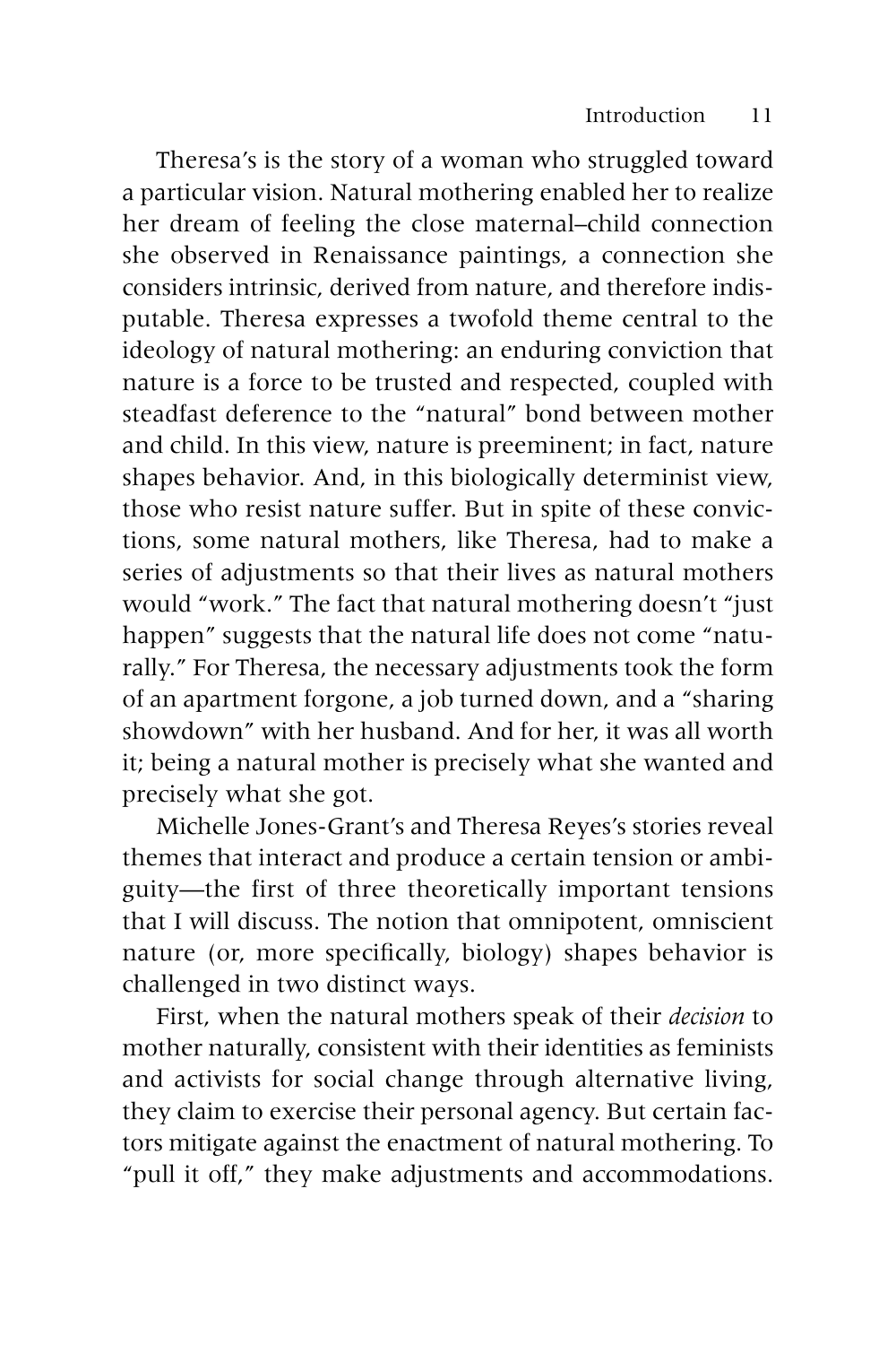Theresa's is the story of a woman who struggled toward a particular vision. Natural mothering enabled her to realize her dream of feeling the close maternal–child connection she observed in Renaissance paintings, a connection she considers intrinsic, derived from nature, and therefore indisputable. Theresa expresses a twofold theme central to the ideology of natural mothering: an enduring conviction that nature is a force to be trusted and respected, coupled with steadfast deference to the "natural" bond between mother and child. In this view, nature is preeminent; in fact, nature shapes behavior. And, in this biologically determinist view, those who resist nature suffer. But in spite of these convictions, some natural mothers, like Theresa, had to make a series of adjustments so that their lives as natural mothers would "work." The fact that natural mothering doesn't "just happen" suggests that the natural life does not come "naturally." For Theresa, the necessary adjustments took the form of an apartment forgone, a job turned down, and a "sharing showdown" with her husband. And for her, it was all worth it; being a natural mother is precisely what she wanted and precisely what she got.

Michelle Jones-Grant's and Theresa Reyes's stories reveal themes that interact and produce a certain tension or ambiguity—the first of three theoretically important tensions that I will discuss. The notion that omnipotent, omniscient nature (or, more specifically, biology) shapes behavior is challenged in two distinct ways.

First, when the natural mothers speak of their *decision* to mother naturally, consistent with their identities as feminists and activists for social change through alternative living, they claim to exercise their personal agency. But certain factors mitigate against the enactment of natural mothering. To "pull it off," they make adjustments and accommodations.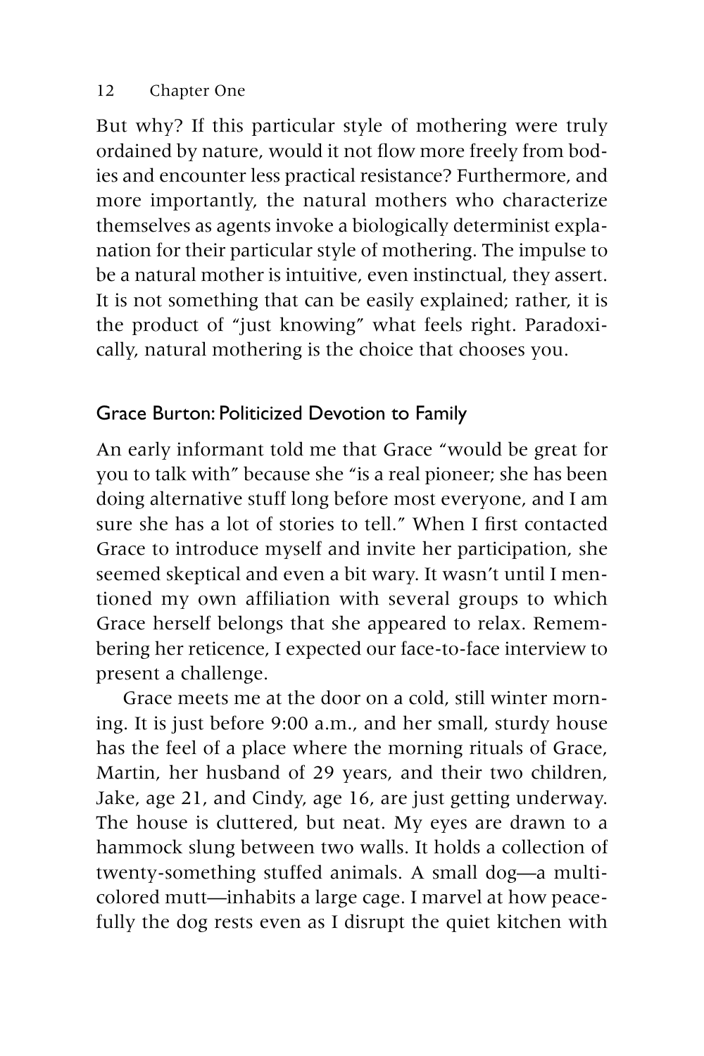But why? If this particular style of mothering were truly ordained by nature, would it not flow more freely from bodies and encounter less practical resistance? Furthermore, and more importantly, the natural mothers who characterize themselves as agents invoke a biologically determinist explanation for their particular style of mothering. The impulse to be a natural mother is intuitive, even instinctual, they assert. It is not something that can be easily explained; rather, it is the product of "just knowing" what feels right. Paradoxically, natural mothering is the choice that chooses you.

## Grace Burton: Politicized Devotion to Family

An early informant told me that Grace "would be great for you to talk with" because she "is a real pioneer; she has been doing alternative stuff long before most everyone, and I am sure she has a lot of stories to tell." When I first contacted Grace to introduce myself and invite her participation, she seemed skeptical and even a bit wary. It wasn't until I mentioned my own affiliation with several groups to which Grace herself belongs that she appeared to relax. Remembering her reticence, I expected our face-to-face interview to present a challenge.

Grace meets me at the door on a cold, still winter morning. It is just before 9:00 a.m., and her small, sturdy house has the feel of a place where the morning rituals of Grace, Martin, her husband of 29 years, and their two children, Jake, age 21, and Cindy, age 16, are just getting underway. The house is cluttered, but neat. My eyes are drawn to a hammock slung between two walls. It holds a collection of twenty-something stuffed animals. A small dog—a multicolored mutt—inhabits a large cage. I marvel at how peacefully the dog rests even as I disrupt the quiet kitchen with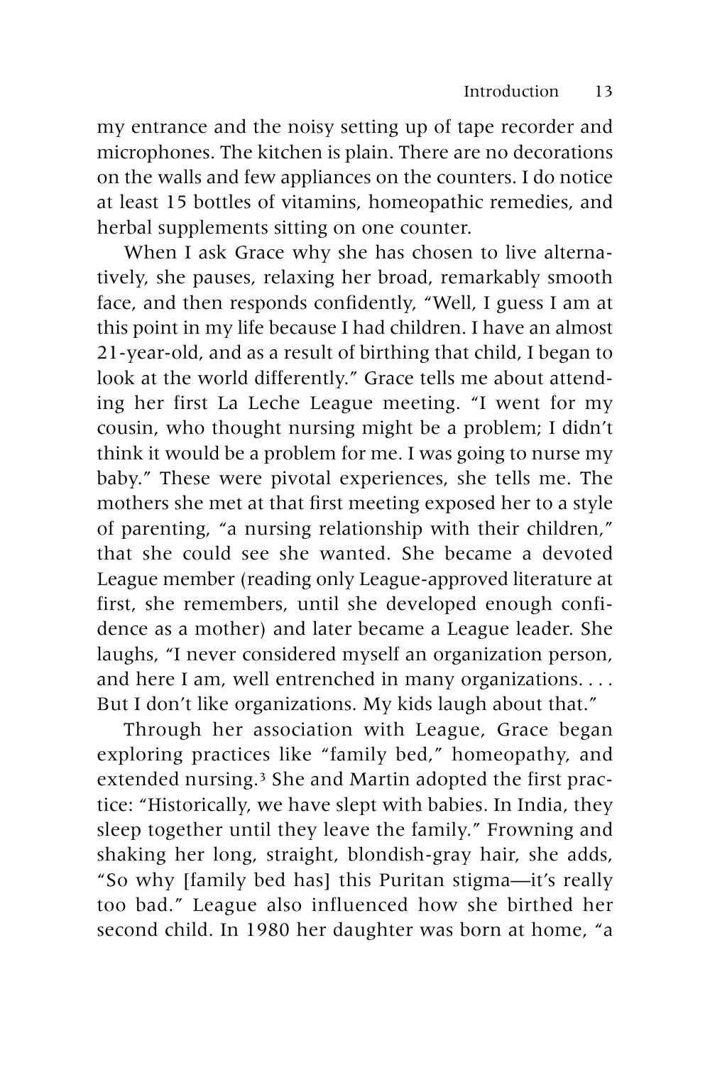my entrance and the noisy setting up of tape recorder and microphones. The kitchen is plain. There are no decorations on the walls and few appliances on the counters. I do notice at least 15 bottles of vitamins, homeopathic remedies, and herbal supplements sitting on one counter.

When I ask Grace why she has chosen to live alternatively, she pauses, relaxing her broad, remarkably smooth face, and then responds confidently, "Well, I guess I am at this point in my life because I had children. I have an almost 21-year-old, and as a result of birthing that child, I began to look at the world differently." Grace tells me about attending her first La Leche League meeting. "I went for my cousin, who thought nursing might be a problem; I didn't think it would be a problem for me. I was going to nurse my baby." These were pivotal experiences, she tells me. The mothers she met at that first meeting exposed her to a style of parenting, "a nursing relationship with their children," that she could see she wanted. She became a devoted League member (reading only League-approved literature at first, she remembers, until she developed enough confidence as a mother) and later became a League leader. She laughs, "I never considered myself an organization person, and here I am, well entrenched in many organizations. . . . But I don't like organizations. My kids laugh about that."

Through her association with League, Grace began exploring practices like "family bed," homeopathy, and extended nursing.[3] She and Martin adopted the first practice: "Historically, we have slept with babies. In India, they sleep together until they leave the family." Frowning and shaking her long, straight, blondish-gray hair, she adds, "So why [family bed has] this Puritan stigma—it's really too bad." League also influenced how she birthed her second child. In 1980 her daughter was born at home, "a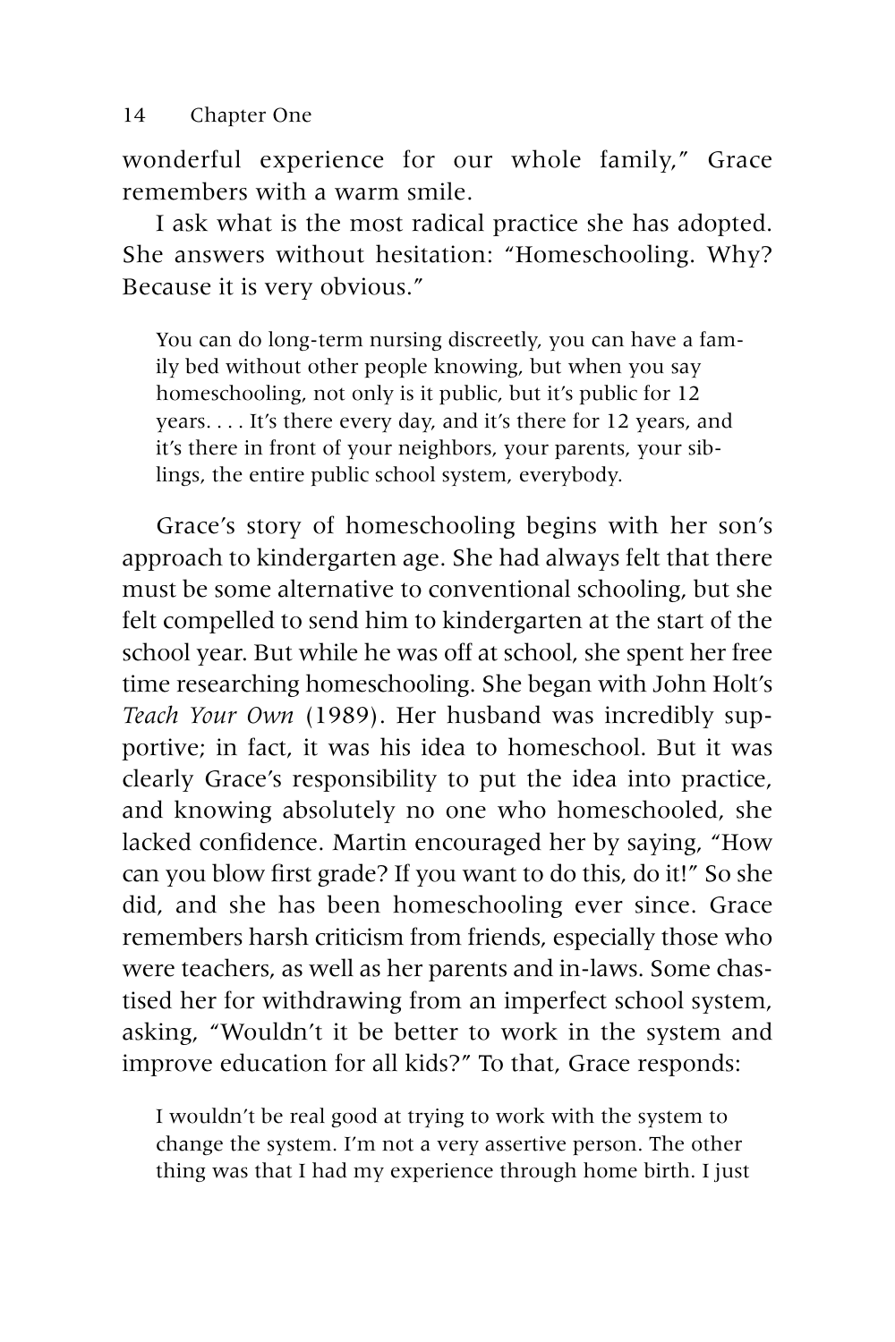wonderful experience for our whole family," Grace remembers with a warm smile.

I ask what is the most radical practice she has adopted. She answers without hesitation: "Homeschooling. Why? Because it is very obvious."

> You can do long-term nursing discreetly, you can have a family bed without other people knowing, but when you say homeschooling, not only is it public, but it's public for 12 years. . . . It's there every day, and it's there for 12 years, and it's there in front of your neighbors, your parents, your siblings, the entire public school system, everybody.

Grace's story of homeschooling begins with her son's approach to kindergarten age. She had always felt that there must be some alternative to conventional schooling, but she felt compelled to send him to kindergarten at the start of the school year. But while he was off at school, she spent her free time researching homeschooling. She began with John Holt's *Teach Your Own* (1989). Her husband was incredibly supportive; in fact, it was his idea to homeschool. But it was clearly Grace's responsibility to put the idea into practice, and knowing absolutely no one who homeschooled, she lacked confidence. Martin encouraged her by saying, "How can you blow first grade? If you want to do this, do it!" So she did, and she has been homeschooling ever since. Grace remembers harsh criticism from friends, especially those who were teachers, as well as her parents and in-laws. Some chastised her for withdrawing from an imperfect school system, asking, "Wouldn't it be better to work in the system and improve education for all kids?" To that, Grace responds:

> I wouldn't be real good at trying to work with the system to change the system. I'm not a very assertive person. The other thing was that I had my experience through home birth. I just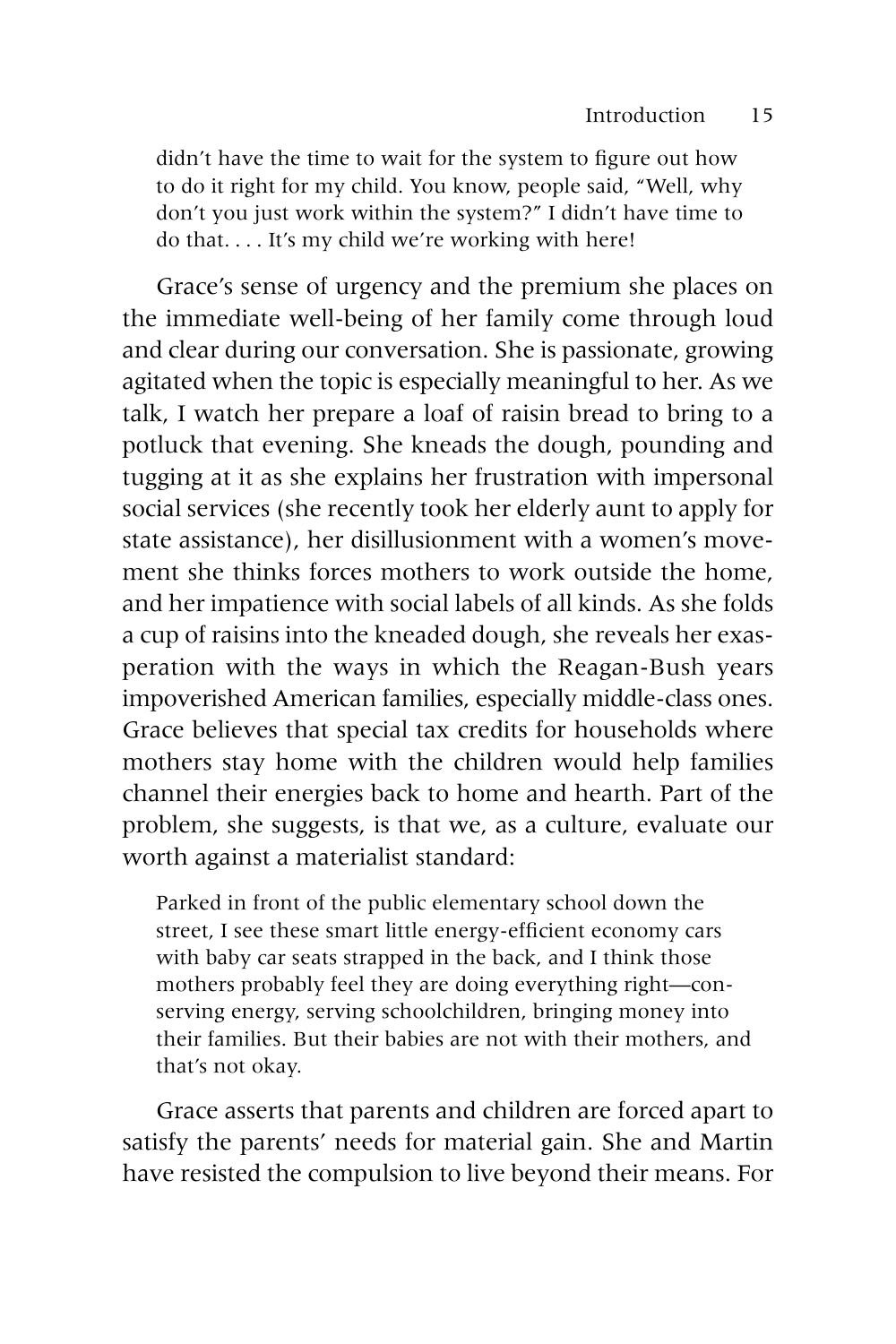> didn't have the time to wait for the system to figure out how to do it right for my child. You know, people said, "Well, why don't you just work within the system?" I didn't have time to do that. . . . It's my child we're working with here!

Grace's sense of urgency and the premium she places on the immediate well-being of her family come through loud and clear during our conversation. She is passionate, growing agitated when the topic is especially meaningful to her. As we talk, I watch her prepare a loaf of raisin bread to bring to a potluck that evening. She kneads the dough, pounding and tugging at it as she explains her frustration with impersonal social services (she recently took her elderly aunt to apply for state assistance), her disillusionment with a women's movement she thinks forces mothers to work outside the home, and her impatience with social labels of all kinds. As she folds a cup of raisins into the kneaded dough, she reveals her exasperation with the ways in which the Reagan-Bush years impoverished American families, especially middle-class ones. Grace believes that special tax credits for households where mothers stay home with the children would help families channel their energies back to home and hearth. Part of the problem, she suggests, is that we, as a culture, evaluate our worth against a materialist standard:

> Parked in front of the public elementary school down the street, I see these smart little energy-efficient economy cars with baby car seats strapped in the back, and I think those mothers probably feel they are doing everything right—conserving energy, serving schoolchildren, bringing money into their families. But their babies are not with their mothers, and that's not okay.

Grace asserts that parents and children are forced apart to satisfy the parents' needs for material gain. She and Martin have resisted the compulsion to live beyond their means. For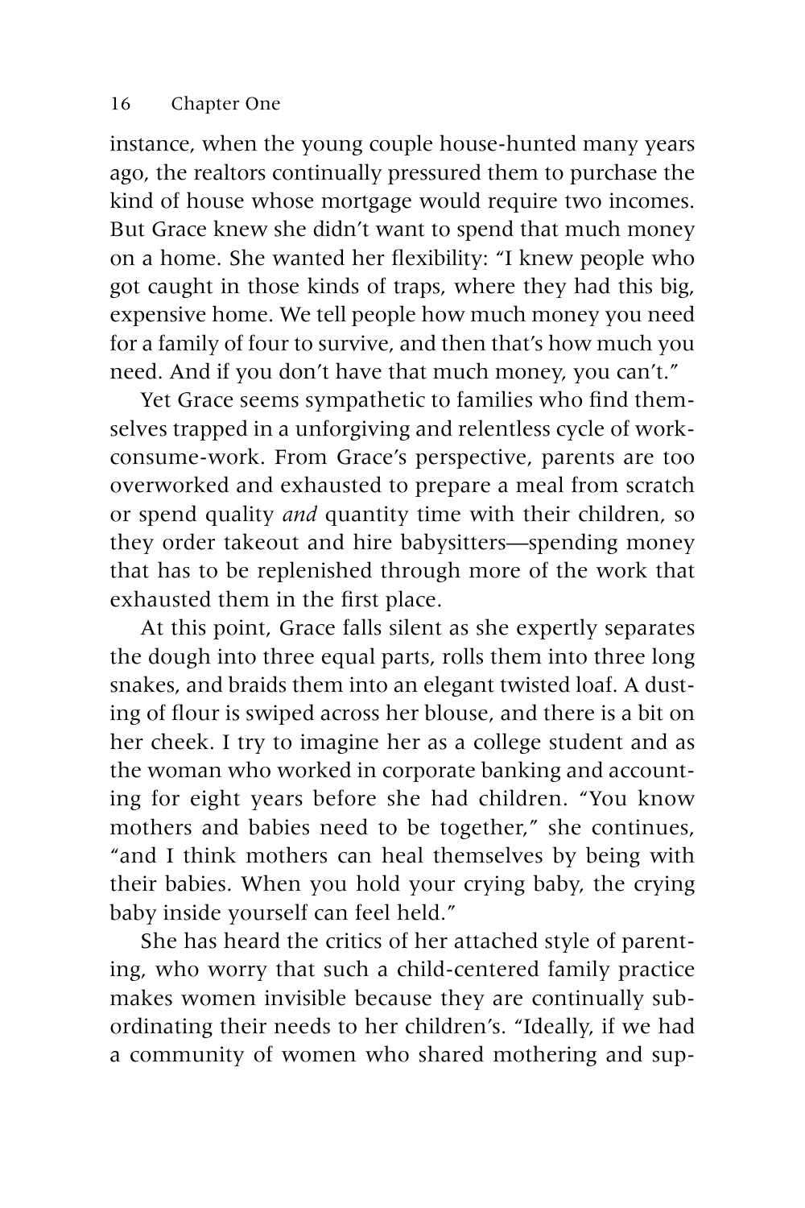instance, when the young couple house-hunted many years ago, the realtors continually pressured them to purchase the kind of house whose mortgage would require two incomes. But Grace knew she didn't want to spend that much money on a home. She wanted her flexibility: "I knew people who got caught in those kinds of traps, where they had this big, expensive home. We tell people how much money you need for a family of four to survive, and then that's how much you need. And if you don't have that much money, you can't."

Yet Grace seems sympathetic to families who find themselves trapped in a unforgiving and relentless cycle of work-consume-work. From Grace's perspective, parents are too overworked and exhausted to prepare a meal from scratch or spend quality *and* quantity time with their children, so they order takeout and hire babysitters—spending money that has to be replenished through more of the work that exhausted them in the first place.

At this point, Grace falls silent as she expertly separates the dough into three equal parts, rolls them into three long snakes, and braids them into an elegant twisted loaf. A dusting of flour is swiped across her blouse, and there is a bit on her cheek. I try to imagine her as a college student and as the woman who worked in corporate banking and accounting for eight years before she had children. "You know mothers and babies need to be together," she continues, "and I think mothers can heal themselves by being with their babies. When you hold your crying baby, the crying baby inside yourself can feel held."

She has heard the critics of her attached style of parenting, who worry that such a child-centered family practice makes women invisible because they are continually subordinating their needs to her children's. "Ideally, if we had a community of women who shared mothering and sup-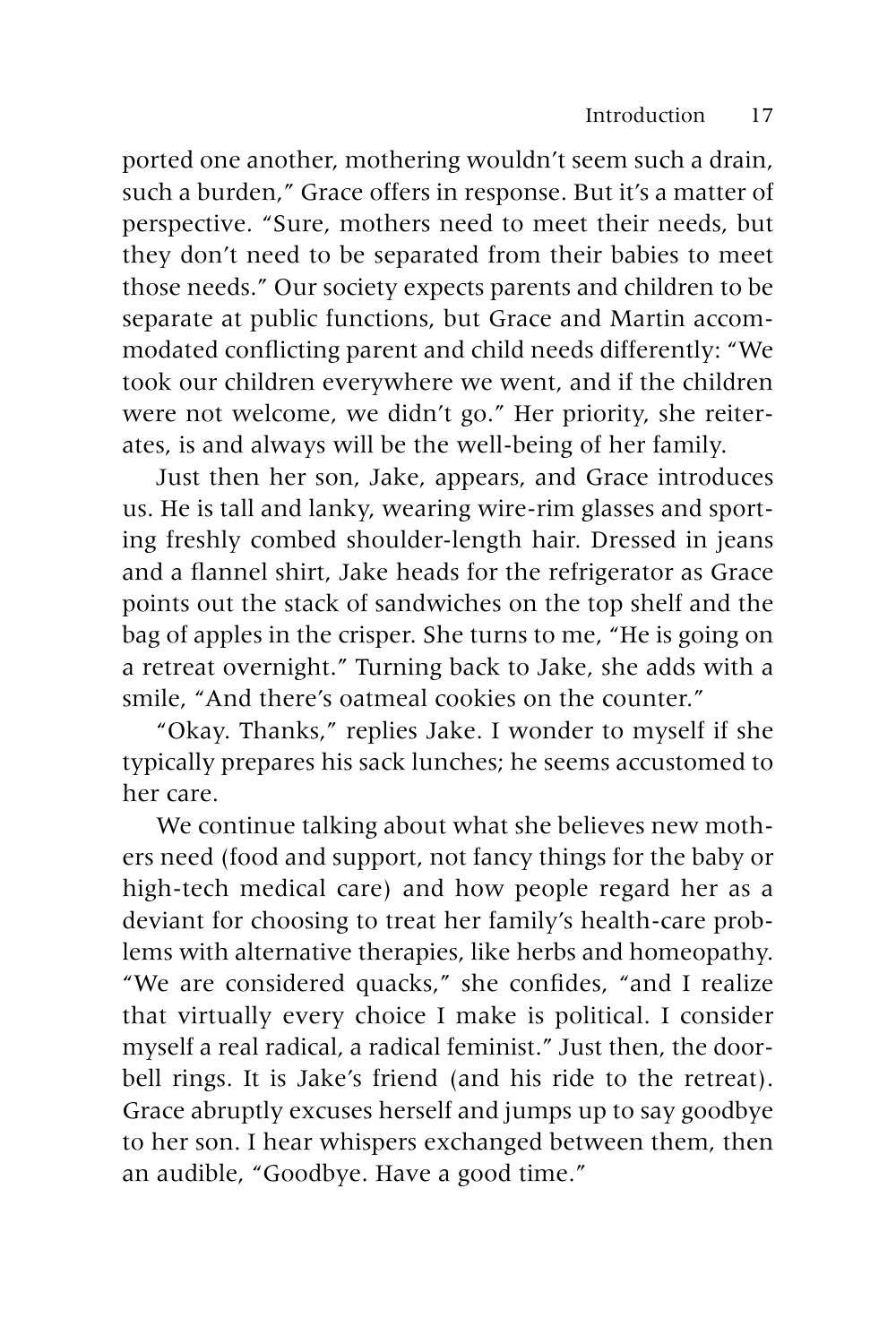ported one another, mothering wouldn't seem such a drain, such a burden," Grace offers in response. But it's a matter of perspective. "Sure, mothers need to meet their needs, but they don't need to be separated from their babies to meet those needs." Our society expects parents and children to be separate at public functions, but Grace and Martin accommodated conflicting parent and child needs differently: "We took our children everywhere we went, and if the children were not welcome, we didn't go." Her priority, she reiterates, is and always will be the well-being of her family.

Just then her son, Jake, appears, and Grace introduces us. He is tall and lanky, wearing wire-rim glasses and sporting freshly combed shoulder-length hair. Dressed in jeans and a flannel shirt, Jake heads for the refrigerator as Grace points out the stack of sandwiches on the top shelf and the bag of apples in the crisper. She turns to me, "He is going on a retreat overnight." Turning back to Jake, she adds with a smile, "And there's oatmeal cookies on the counter."

"Okay. Thanks," replies Jake. I wonder to myself if she typically prepares his sack lunches; he seems accustomed to her care.

We continue talking about what she believes new mothers need (food and support, not fancy things for the baby or high-tech medical care) and how people regard her as a deviant for choosing to treat her family's health-care problems with alternative therapies, like herbs and homeopathy. "We are considered quacks," she confides, "and I realize that virtually every choice I make is political. I consider myself a real radical, a radical feminist." Just then, the doorbell rings. It is Jake's friend (and his ride to the retreat). Grace abruptly excuses herself and jumps up to say goodbye to her son. I hear whispers exchanged between them, then an audible, "Goodbye. Have a good time."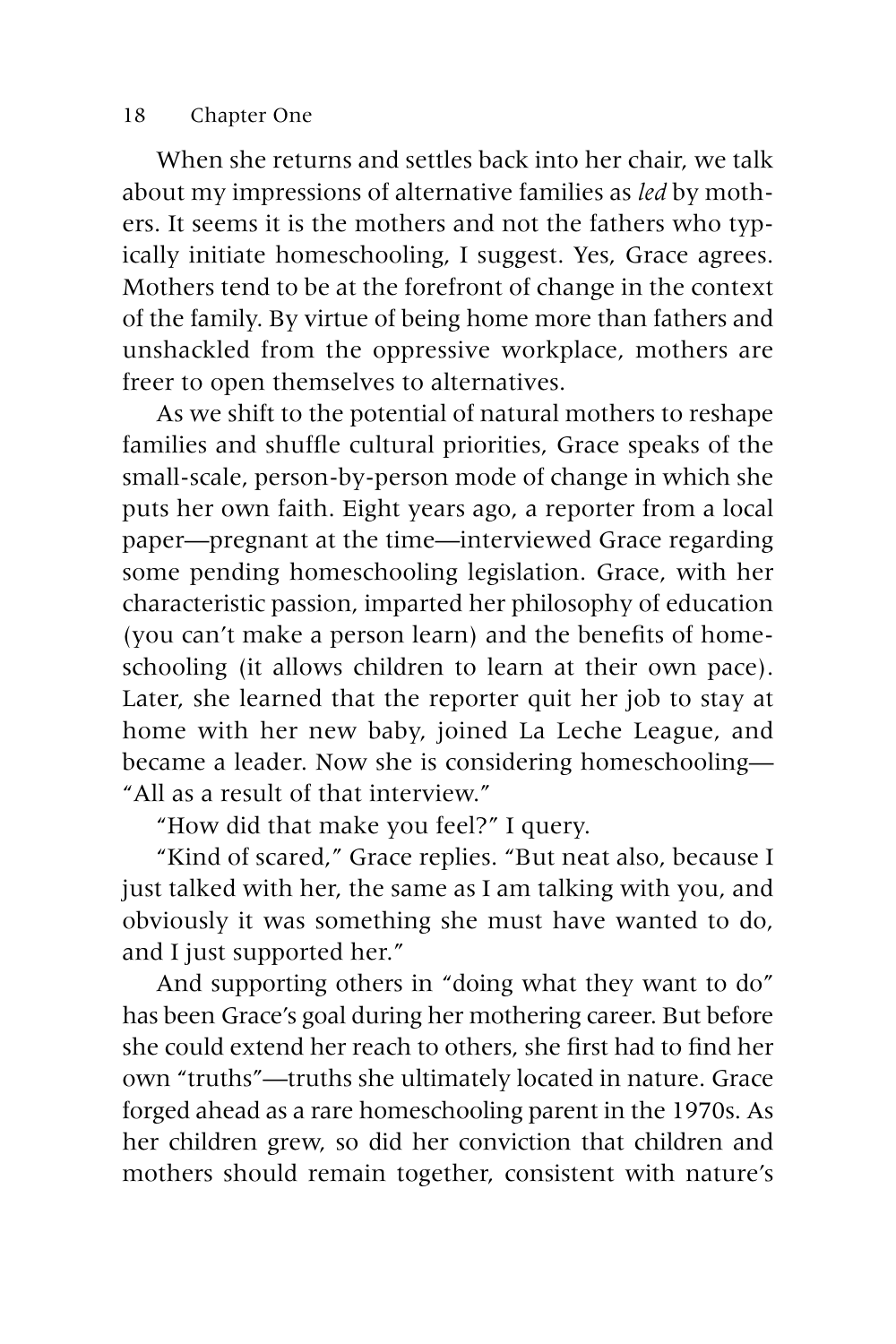When she returns and settles back into her chair, we talk about my impressions of alternative families as *led* by mothers. It seems it is the mothers and not the fathers who typically initiate homeschooling, I suggest. Yes, Grace agrees. Mothers tend to be at the forefront of change in the context of the family. By virtue of being home more than fathers and unshackled from the oppressive workplace, mothers are freer to open themselves to alternatives.

As we shift to the potential of natural mothers to reshape families and shuffle cultural priorities, Grace speaks of the small-scale, person-by-person mode of change in which she puts her own faith. Eight years ago, a reporter from a local paper—pregnant at the time—interviewed Grace regarding some pending homeschooling legislation. Grace, with her characteristic passion, imparted her philosophy of education (you can't make a person learn) and the benefits of homeschooling (it allows children to learn at their own pace). Later, she learned that the reporter quit her job to stay at home with her new baby, joined La Leche League, and became a leader. Now she is considering homeschooling—"All as a result of that interview."

"How did that make you feel?" I query.

"Kind of scared," Grace replies. "But neat also, because I just talked with her, the same as I am talking with you, and obviously it was something she must have wanted to do, and I just supported her."

And supporting others in "doing what they want to do" has been Grace's goal during her mothering career. But before she could extend her reach to others, she first had to find her own "truths"—truths she ultimately located in nature. Grace forged ahead as a rare homeschooling parent in the 1970s. As her children grew, so did her conviction that children and mothers should remain together, consistent with nature's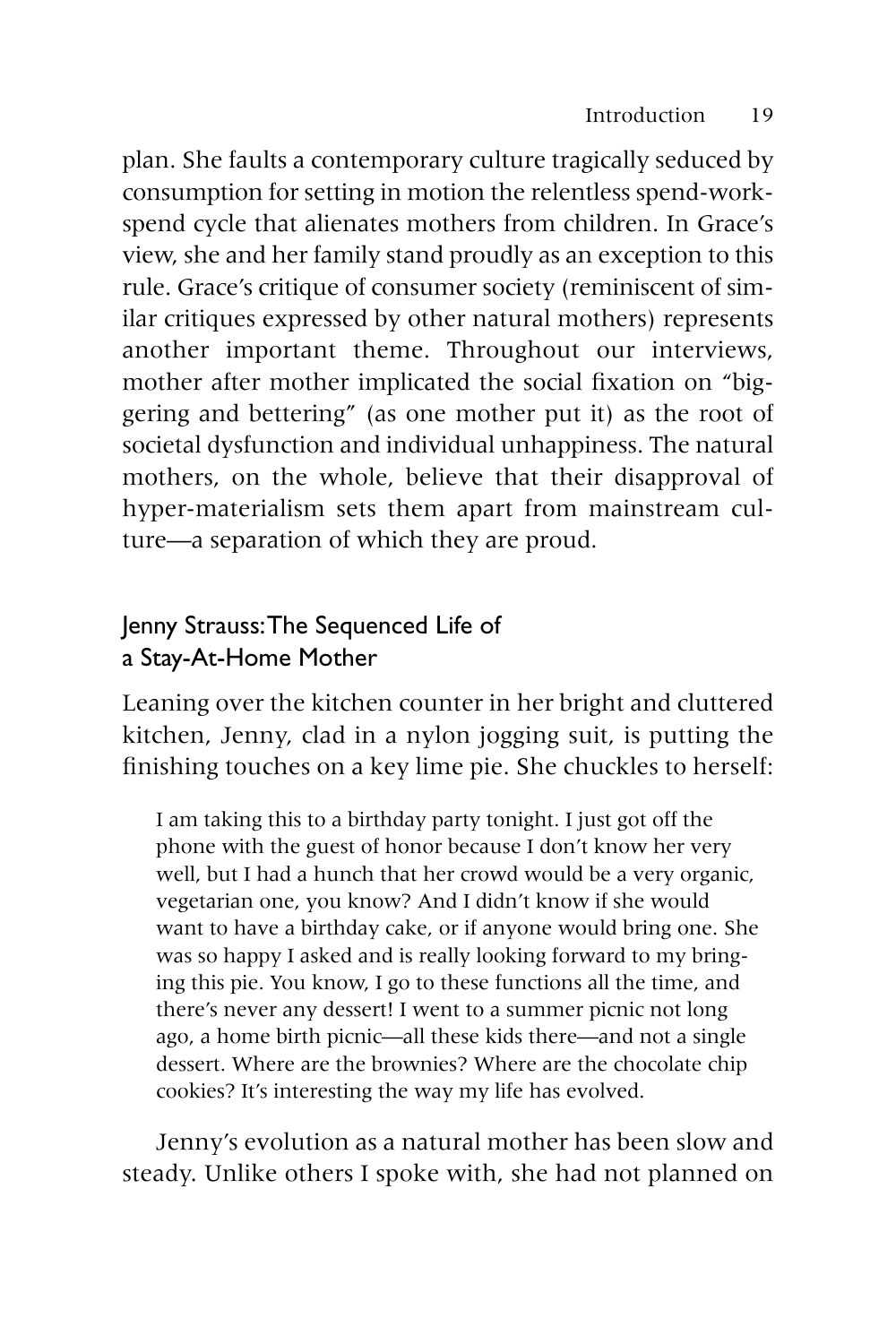plan. She faults a contemporary culture tragically seduced by consumption for setting in motion the relentless spend-work-spend cycle that alienates mothers from children. In Grace's view, she and her family stand proudly as an exception to this rule. Grace's critique of consumer society (reminiscent of similar critiques expressed by other natural mothers) represents another important theme. Throughout our interviews, mother after mother implicated the social fixation on "biggering and bettering" (as one mother put it) as the root of societal dysfunction and individual unhappiness. The natural mothers, on the whole, believe that their disapproval of hyper-materialism sets them apart from mainstream culture—a separation of which they are proud.

## Jenny Strauss: The Sequenced Life of a Stay-At-Home Mother

Leaning over the kitchen counter in her bright and cluttered kitchen, Jenny, clad in a nylon jogging suit, is putting the finishing touches on a key lime pie. She chuckles to herself:

> I am taking this to a birthday party tonight. I just got off the phone with the guest of honor because I don't know her very well, but I had a hunch that her crowd would be a very organic, vegetarian one, you know? And I didn't know if she would want to have a birthday cake, or if anyone would bring one. She was so happy I asked and is really looking forward to my bringing this pie. You know, I go to these functions all the time, and there's never any dessert! I went to a summer picnic not long ago, a home birth picnic—all these kids there—and not a single dessert. Where are the brownies? Where are the chocolate chip cookies? It's interesting the way my life has evolved.

Jenny's evolution as a natural mother has been slow and steady. Unlike others I spoke with, she had not planned on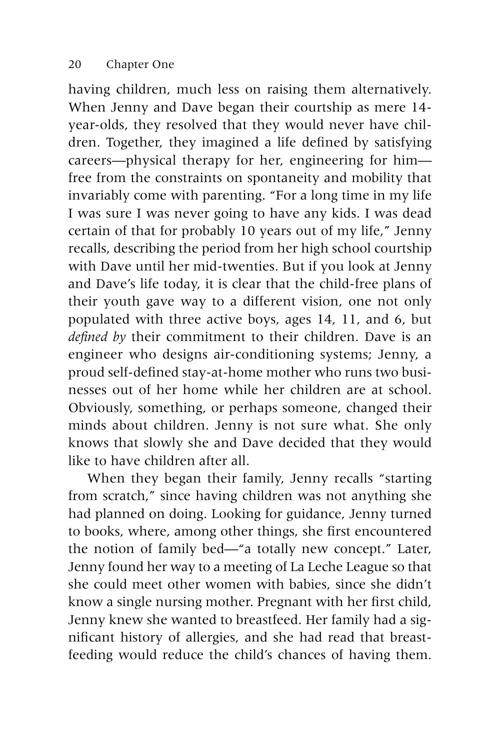having children, much less on raising them alternatively. When Jenny and Dave began their courtship as mere 14-year-olds, they resolved that they would never have children. Together, they imagined a life defined by satisfying careers—physical therapy for her, engineering for him—free from the constraints on spontaneity and mobility that invariably come with parenting. "For a long time in my life I was sure I was never going to have any kids. I was dead certain of that for probably 10 years out of my life," Jenny recalls, describing the period from her high school courtship with Dave until her mid-twenties. But if you look at Jenny and Dave's life today, it is clear that the child-free plans of their youth gave way to a different vision, one not only populated with three active boys, ages 14, 11, and 6, but *defined by* their commitment to their children. Dave is an engineer who designs air-conditioning systems; Jenny, a proud self-defined stay-at-home mother who runs two businesses out of her home while her children are at school. Obviously, something, or perhaps someone, changed their minds about children. Jenny is not sure what. She only knows that slowly she and Dave decided that they would like to have children after all.

When they began their family, Jenny recalls "starting from scratch," since having children was not anything she had planned on doing. Looking for guidance, Jenny turned to books, where, among other things, she first encountered the notion of family bed—"a totally new concept." Later, Jenny found her way to a meeting of La Leche League so that she could meet other women with babies, since she didn't know a single nursing mother. Pregnant with her first child, Jenny knew she wanted to breastfeed. Her family had a significant history of allergies, and she had read that breastfeeding would reduce the child's chances of having them.